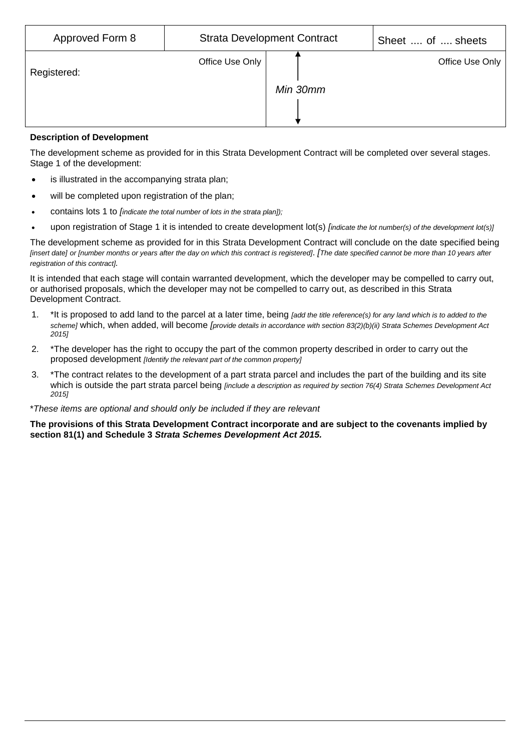| Approved Form 8 | Strata Development Contract | | Sheet .... of .... sheets |
|---|---|---|---|
| Registered: | Office Use Only | Min 30mm | Office Use Only |

**Description of Development**

The development scheme as provided for in this Strata Development Contract will be completed over several stages. Stage 1 of the development:

- is illustrated in the accompanying strata plan;
- will be completed upon registration of the plan;
- contains lots 1 to *[indicate the total number of lots in the strata plan]);*
- upon registration of Stage 1 it is intended to create development lot(s) *[indicate the lot number(s) of the development lot(s)]*

The development scheme as provided for in this Strata Development Contract will conclude on the date specified being *[insert date] or [number months or years after the day on which this contract is registered]*. *[The date specified cannot be more than 10 years after registration of this contract].*

It is intended that each stage will contain warranted development, which the developer may be compelled to carry out, or authorised proposals, which the developer may not be compelled to carry out, as described in this Strata Development Contract.

1. *It is proposed to add land to the parcel at a later time, being *[add the title reference(s) for any land which is to added to the scheme]* which, when added, will become *[provide details in accordance with section 83(2)(b)(ii) Strata Schemes Development Act 2015]*
2. *The developer has the right to occupy the part of the common property described in order to carry out the proposed development *[Identify the relevant part of the common property]*
3. *The contract relates to the development of a part strata parcel and includes the part of the building and its site which is outside the part strata parcel being *[include a description as required by section 76(4) Strata Schemes Development Act 2015]*

**These items are optional and should only be included if they are relevant*

**The provisions of this Strata Development Contract incorporate and are subject to the covenants implied by section 81(1) and Schedule 3 *Strata Schemes Development Act 2015.***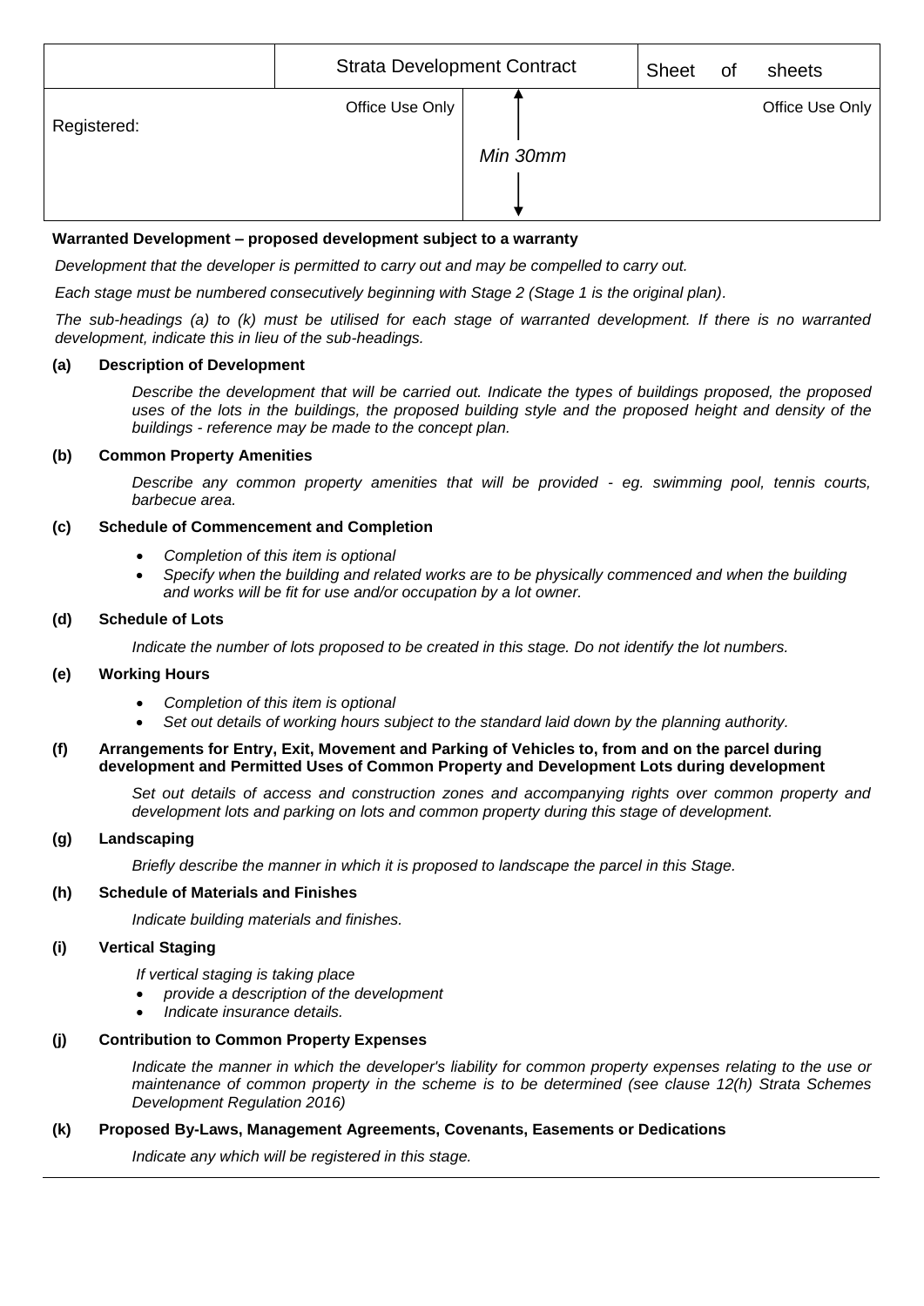|  | Strata Development Contract | | Sheet of sheets |
|---|---|---|---|
| Registered: | Office Use Only | Min 30mm | Office Use Only |

**Warranted Development – proposed development subject to a warranty**

*Development that the developer is permitted to carry out and may be compelled to carry out.*

*Each stage must be numbered consecutively beginning with Stage 2 (Stage 1 is the original plan).*

*The sub-headings (a) to (k) must be utilised for each stage of warranted development. If there is no warranted development, indicate this in lieu of the sub-headings.*

**(a) Description of Development**

*Describe the development that will be carried out. Indicate the types of buildings proposed, the proposed uses of the lots in the buildings, the proposed building style and the proposed height and density of the buildings - reference may be made to the concept plan.*

**(b) Common Property Amenities**

*Describe any common property amenities that will be provided - eg. swimming pool, tennis courts, barbecue area.*

**(c) Schedule of Commencement and Completion**

- *Completion of this item is optional*
- *Specify when the building and related works are to be physically commenced and when the building and works will be fit for use and/or occupation by a lot owner.*

**(d) Schedule of Lots**

*Indicate the number of lots proposed to be created in this stage. Do not identify the lot numbers.*

**(e) Working Hours**

- *Completion of this item is optional*
- *Set out details of working hours subject to the standard laid down by the planning authority.*

**(f) Arrangements for Entry, Exit, Movement and Parking of Vehicles to, from and on the parcel during development and Permitted Uses of Common Property and Development Lots during development**

*Set out details of access and construction zones and accompanying rights over common property and development lots and parking on lots and common property during this stage of development.*

**(g) Landscaping**

*Briefly describe the manner in which it is proposed to landscape the parcel in this Stage.*

**(h) Schedule of Materials and Finishes**

*Indicate building materials and finishes.*

**(i) Vertical Staging**

*If vertical staging is taking place*

- *provide a description of the development*
- *Indicate insurance details.*

**(j) Contribution to Common Property Expenses**

*Indicate the manner in which the developer's liability for common property expenses relating to the use or maintenance of common property in the scheme is to be determined (see clause 12(h) Strata Schemes Development Regulation 2016)*

**(k) Proposed By-Laws, Management Agreements, Covenants, Easements or Dedications**

*Indicate any which will be registered in this stage.*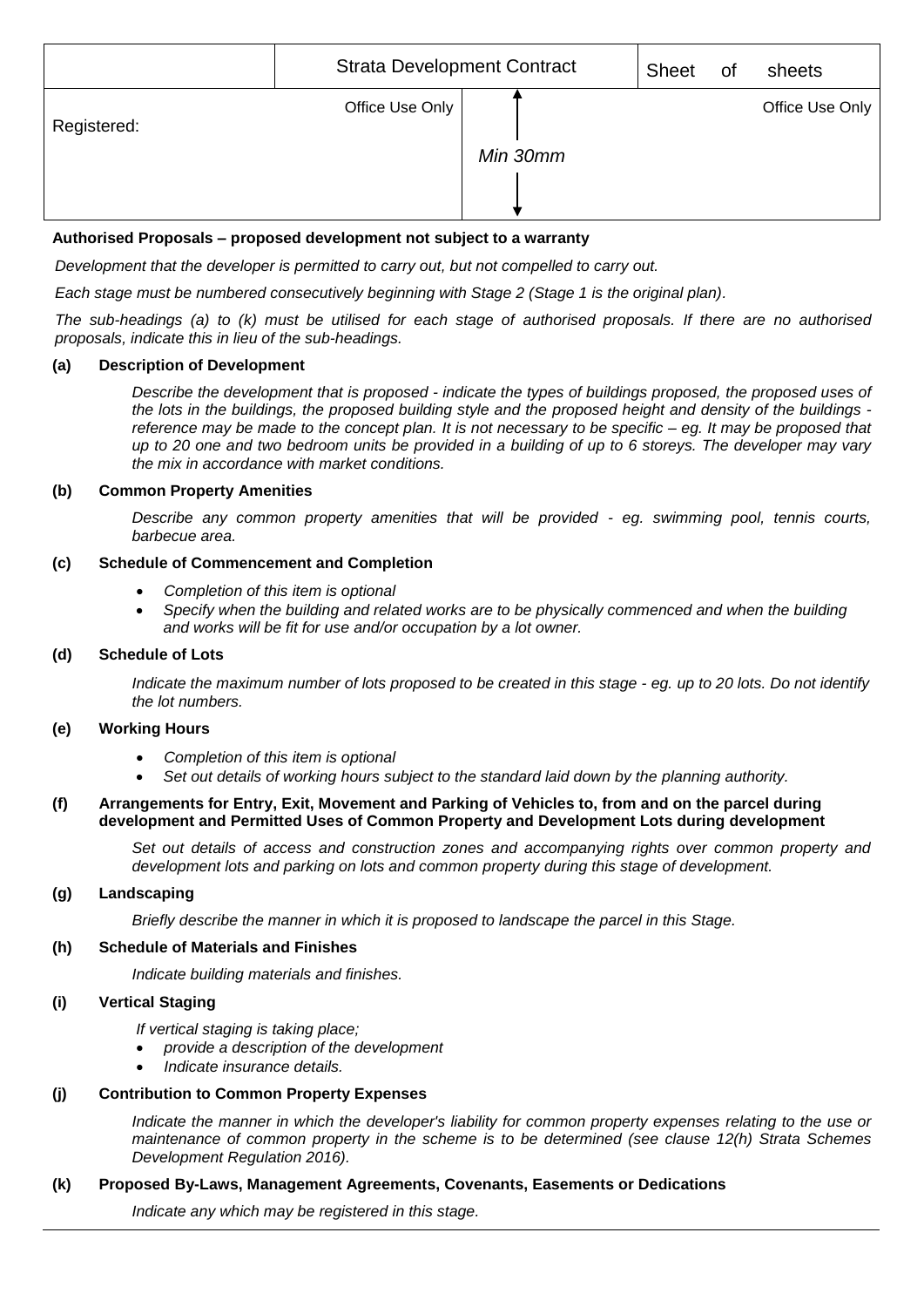| | Strata Development Contract | | Sheet of sheets |
|---|---|---|---|
| Registered: | Office Use Only | Min 30mm | Office Use Only |

**Authorised Proposals – proposed development not subject to a warranty**

*Development that the developer is permitted to carry out, but not compelled to carry out.*

*Each stage must be numbered consecutively beginning with Stage 2 (Stage 1 is the original plan).*

*The sub-headings (a) to (k) must be utilised for each stage of authorised proposals. If there are no authorised proposals, indicate this in lieu of the sub-headings.*

**(a) Description of Development**

*Describe the development that is proposed - indicate the types of buildings proposed, the proposed uses of the lots in the buildings, the proposed building style and the proposed height and density of the buildings - reference may be made to the concept plan. It is not necessary to be specific – eg. It may be proposed that up to 20 one and two bedroom units be provided in a building of up to 6 storeys. The developer may vary the mix in accordance with market conditions.*

**(b) Common Property Amenities**

*Describe any common property amenities that will be provided - eg. swimming pool, tennis courts, barbecue area.*

**(c) Schedule of Commencement and Completion**

- *Completion of this item is optional*
- *Specify when the building and related works are to be physically commenced and when the building and works will be fit for use and/or occupation by a lot owner.*

**(d) Schedule of Lots**

*Indicate the maximum number of lots proposed to be created in this stage - eg. up to 20 lots. Do not identify the lot numbers.*

**(e) Working Hours**

- *Completion of this item is optional*
- *Set out details of working hours subject to the standard laid down by the planning authority.*

**(f) Arrangements for Entry, Exit, Movement and Parking of Vehicles to, from and on the parcel during development and Permitted Uses of Common Property and Development Lots during development**

*Set out details of access and construction zones and accompanying rights over common property and development lots and parking on lots and common property during this stage of development.*

**(g) Landscaping**

*Briefly describe the manner in which it is proposed to landscape the parcel in this Stage.*

**(h) Schedule of Materials and Finishes**

*Indicate building materials and finishes.*

**(i) Vertical Staging**

*If vertical staging is taking place;*

- *provide a description of the development*
- *Indicate insurance details.*

**(j) Contribution to Common Property Expenses**

*Indicate the manner in which the developer's liability for common property expenses relating to the use or maintenance of common property in the scheme is to be determined (see clause 12(h) Strata Schemes Development Regulation 2016).*

**(k) Proposed By-Laws, Management Agreements, Covenants, Easements or Dedications**

*Indicate any which may be registered in this stage.*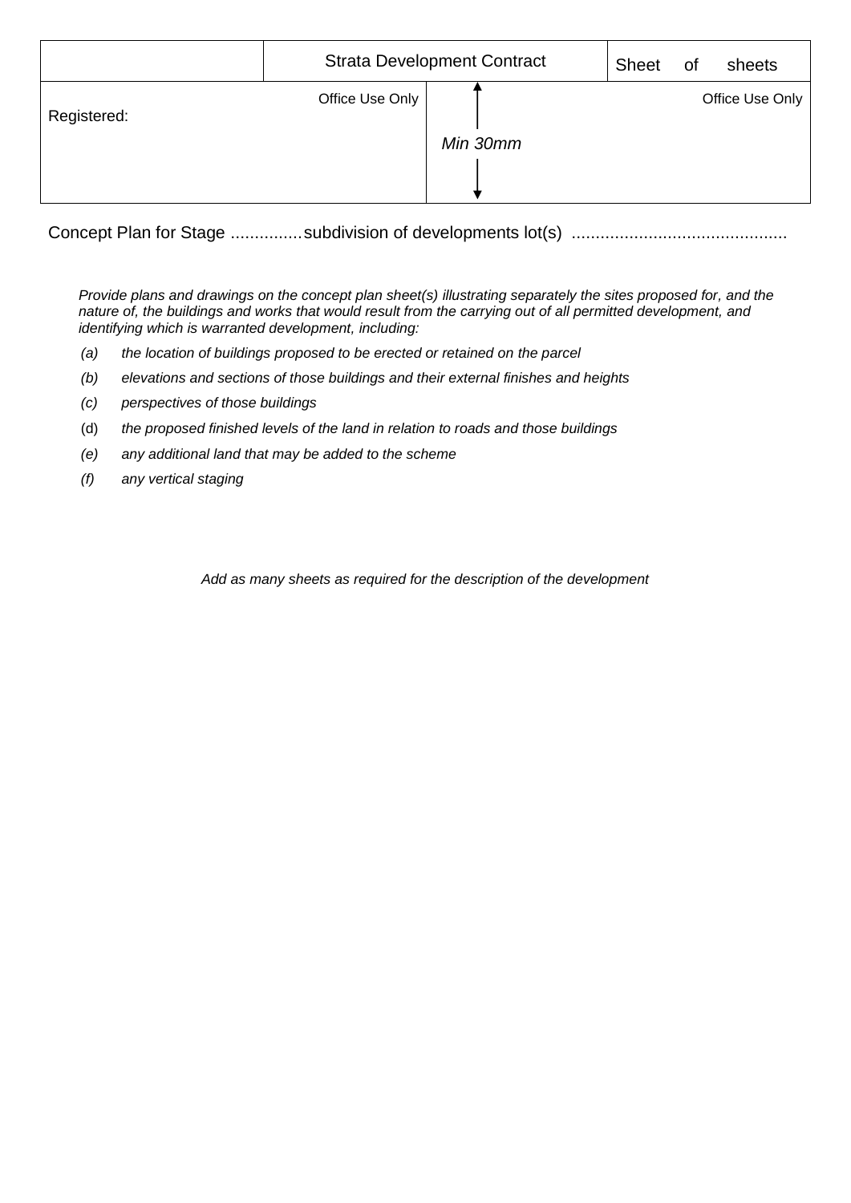| | Strata Development Contract | | Sheet of sheets |
|---|---|---|---|
| Registered: | Office Use Only | Min 30mm | Office Use Only |

Concept Plan for Stage ...............subdivision of developments lot(s) ............................................

*Provide plans and drawings on the concept plan sheet(s) illustrating separately the sites proposed for, and the nature of, the buildings and works that would result from the carrying out of all permitted development, and identifying which is warranted development, including:*

*(a)* *the location of buildings proposed to be erected or retained on the parcel*

*(b)* *elevations and sections of those buildings and their external finishes and heights*

*(c)* *perspectives of those buildings*

(d) *the proposed finished levels of the land in relation to roads and those buildings*

*(e)* *any additional land that may be added to the scheme*

*(f)* *any vertical staging*

*Add as many sheets as required for the description of the development*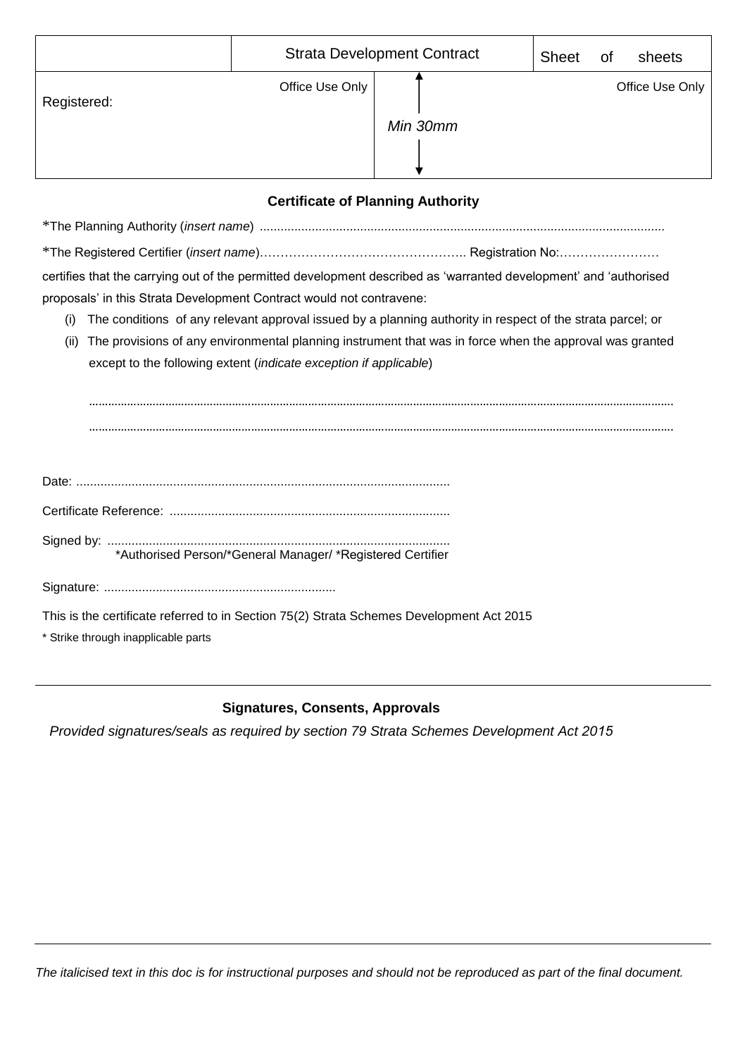| | Strata Development Contract | | Sheet of sheets |
|---|---|---|---|
| Registered: | Office Use Only | *Min 30mm* | Office Use Only |

## Certificate of Planning Authority

*The Planning Authority (*insert name*) ....................................................................................................................

*The Registered Certifier (*insert name*)………………………………………….. Registration No:……………………

certifies that the carrying out of the permitted development described as 'warranted development' and 'authorised proposals' in this Strata Development Contract would not contravene:

(i) The conditions of any relevant approval issued by a planning authority in respect of the strata parcel; or

(ii) The provisions of any environmental planning instrument that was in force when the approval was granted except to the following extent (*indicate exception if applicable*)

..........................................................................................................................................................................

..........................................................................................................................................................................

Date: ...........................................................................................................

Certificate Reference: ................................................................................

Signed by: ..................................................................................................
*Authorised Person/*General Manager/ *Registered Certifier

Signature: ...................................................................

This is the certificate referred to in Section 75(2) Strata Schemes Development Act 2015

* Strike through inapplicable parts

## Signatures, Consents, Approvals

*Provided signatures/seals as required by section 79 Strata Schemes Development Act 2015*

*The italicised text in this doc is for instructional purposes and should not be reproduced as part of the final document.*